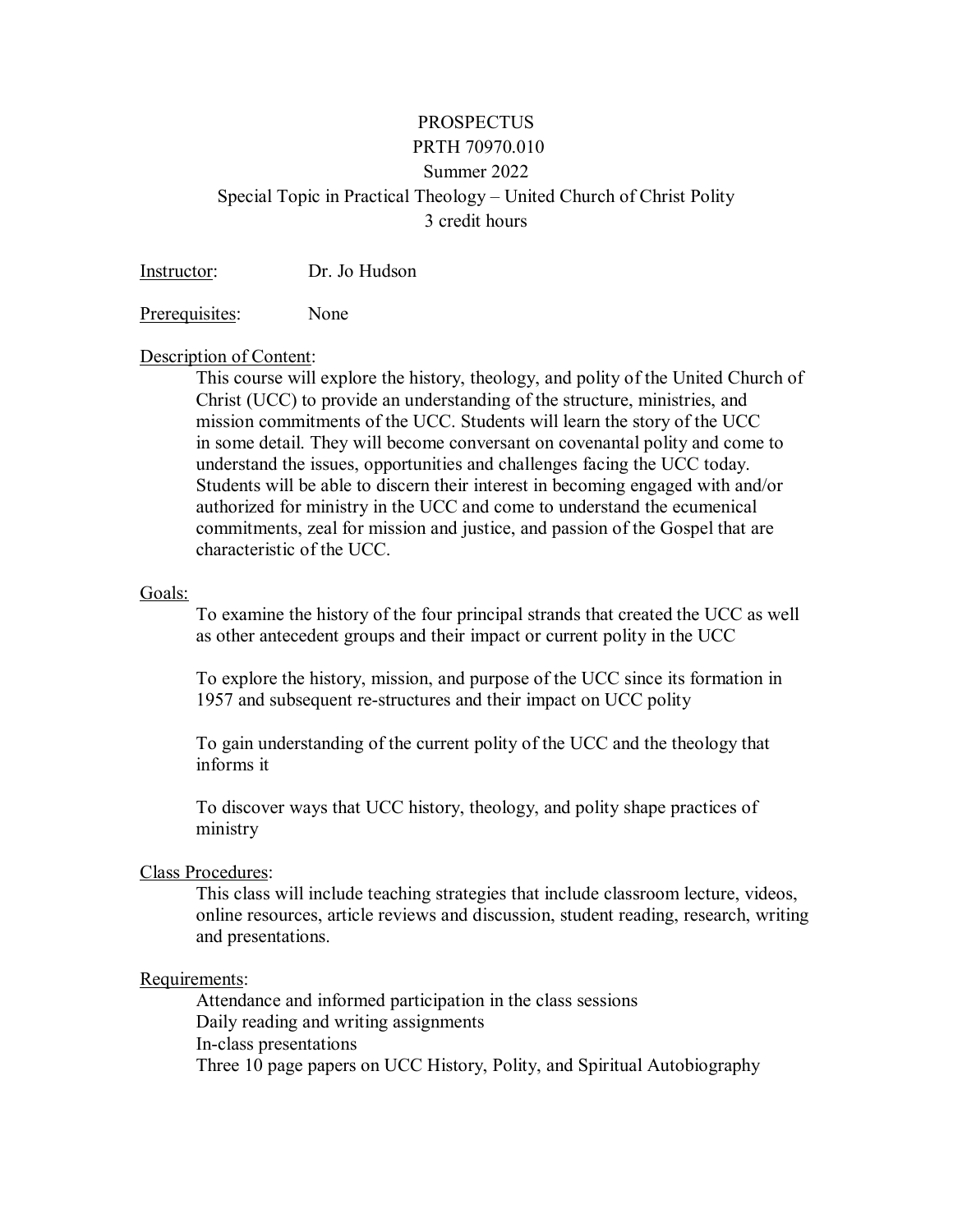# PROSPECTUS
## PRTH 70970.010
## Summer 2022
## Special Topic in Practical Theology – United Church of Christ Polity
## 3 credit hours

Instructor: Dr. Jo Hudson

Prerequisites: None

Description of Content:

This course will explore the history, theology, and polity of the United Church of Christ (UCC) to provide an understanding of the structure, ministries, and mission commitments of the UCC. Students will learn the story of the UCC in some detail. They will become conversant on covenantal polity and come to understand the issues, opportunities and challenges facing the UCC today. Students will be able to discern their interest in becoming engaged with and/or authorized for ministry in the UCC and come to understand the ecumenical commitments, zeal for mission and justice, and passion of the Gospel that are characteristic of the UCC.

Goals:

To examine the history of the four principal strands that created the UCC as well as other antecedent groups and their impact or current polity in the UCC

To explore the history, mission, and purpose of the UCC since its formation in 1957 and subsequent re-structures and their impact on UCC polity

To gain understanding of the current polity of the UCC and the theology that informs it

To discover ways that UCC history, theology, and polity shape practices of ministry

Class Procedures:

This class will include teaching strategies that include classroom lecture, videos, online resources, article reviews and discussion, student reading, research, writing and presentations.

Requirements:

Attendance and informed participation in the class sessions
Daily reading and writing assignments
In-class presentations
Three 10 page papers on UCC History, Polity, and Spiritual Autobiography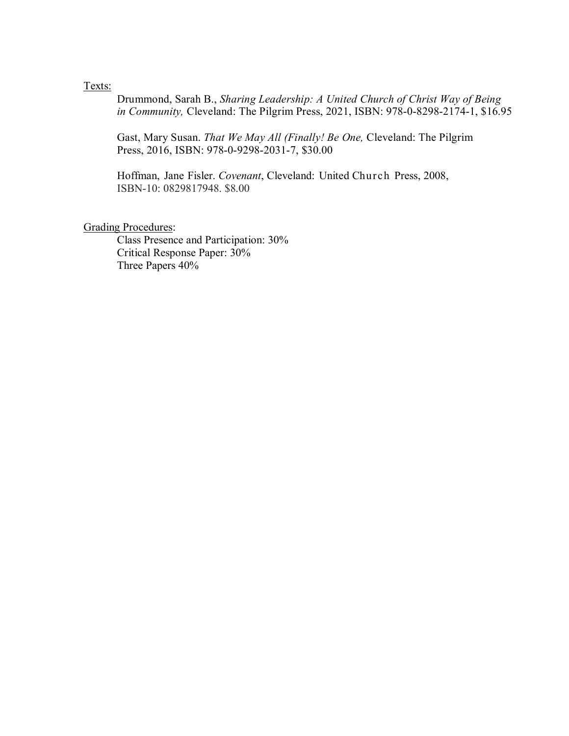Texts:

Drummond, Sarah B., *Sharing Leadership: A United Church of Christ Way of Being in Community,* Cleveland: The Pilgrim Press, 2021, ISBN: 978-0-8298-2174-1, $16.95

Gast, Mary Susan. *That We May All (Finally! Be One,* Cleveland: The Pilgrim Press, 2016, ISBN: 978-0-9298-2031-7, $30.00

Hoffman, Jane Fisler. *Covenant*, Cleveland: United Church Press, 2008, ISBN-10: 0829817948. $8.00

Grading Procedures:

Class Presence and Participation: 30%
Critical Response Paper: 30%
Three Papers 40%